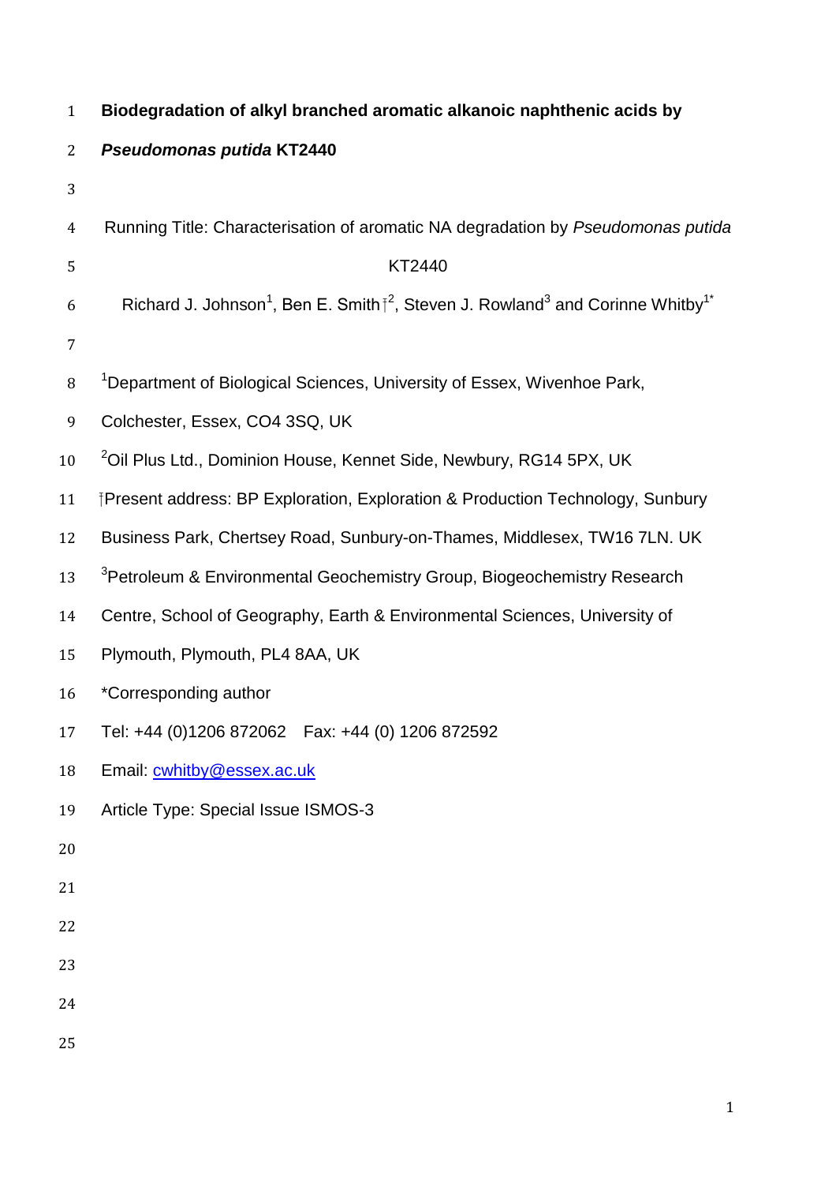# Biodegradation of alkyl branched aromatic alkanoic naphthenic acids by *Pseudomonas putida* KT2440

Running Title: Characterisation of aromatic NA degradation by *Pseudomonas putida* KT2440

Richard J. Johnson[1], Ben E. Smith†[2], Steven J. Rowland[3] and Corinne Whitby[1*]

[1]Department of Biological Sciences, University of Essex, Wivenhoe Park, Colchester, Essex, CO4 3SQ, UK

[2]Oil Plus Ltd., Dominion House, Kennet Side, Newbury, RG14 5PX, UK

†Present address: BP Exploration, Exploration & Production Technology, Sunbury Business Park, Chertsey Road, Sunbury-on-Thames, Middlesex, TW16 7LN. UK

[3]Petroleum & Environmental Geochemistry Group, Biogeochemistry Research Centre, School of Geography, Earth & Environmental Sciences, University of Plymouth, Plymouth, PL4 8AA, UK

*Corresponding author

Tel: +44 (0)1206 872062 Fax: +44 (0) 1206 872592

Email: cwhitby@essex.ac.uk

Article Type: Special Issue ISMOS-3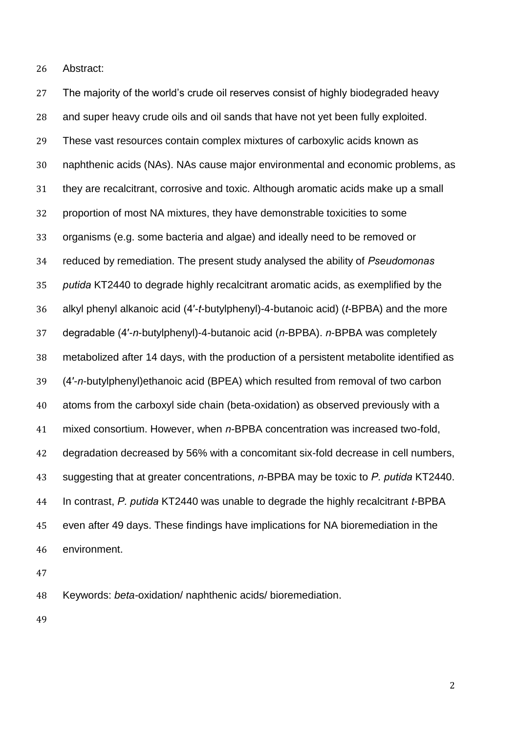Abstract:

The majority of the world's crude oil reserves consist of highly biodegraded heavy and super heavy crude oils and oil sands that have not yet been fully exploited. These vast resources contain complex mixtures of carboxylic acids known as naphthenic acids (NAs). NAs cause major environmental and economic problems, as they are recalcitrant, corrosive and toxic. Although aromatic acids make up a small proportion of most NA mixtures, they have demonstrable toxicities to some organisms (e.g. some bacteria and algae) and ideally need to be removed or reduced by remediation. The present study analysed the ability of *Pseudomonas putida* KT2440 to degrade highly recalcitrant aromatic acids, as exemplified by the alkyl phenyl alkanoic acid (4′-*t*-butylphenyl)-4-butanoic acid) (*t*-BPBA) and the more degradable (4′-*n*-butylphenyl)-4-butanoic acid (*n*-BPBA). *n*-BPBA was completely metabolized after 14 days, with the production of a persistent metabolite identified as (4′-*n*-butylphenyl)ethanoic acid (BPEA) which resulted from removal of two carbon atoms from the carboxyl side chain (beta-oxidation) as observed previously with a mixed consortium. However, when *n*-BPBA concentration was increased two-fold, degradation decreased by 56% with a concomitant six-fold decrease in cell numbers, suggesting that at greater concentrations, *n*-BPBA may be toxic to *P. putida* KT2440. In contrast, *P. putida* KT2440 was unable to degrade the highly recalcitrant *t*-BPBA even after 49 days. These findings have implications for NA bioremediation in the environment.

Keywords: *beta*-oxidation/ naphthenic acids/ bioremediation.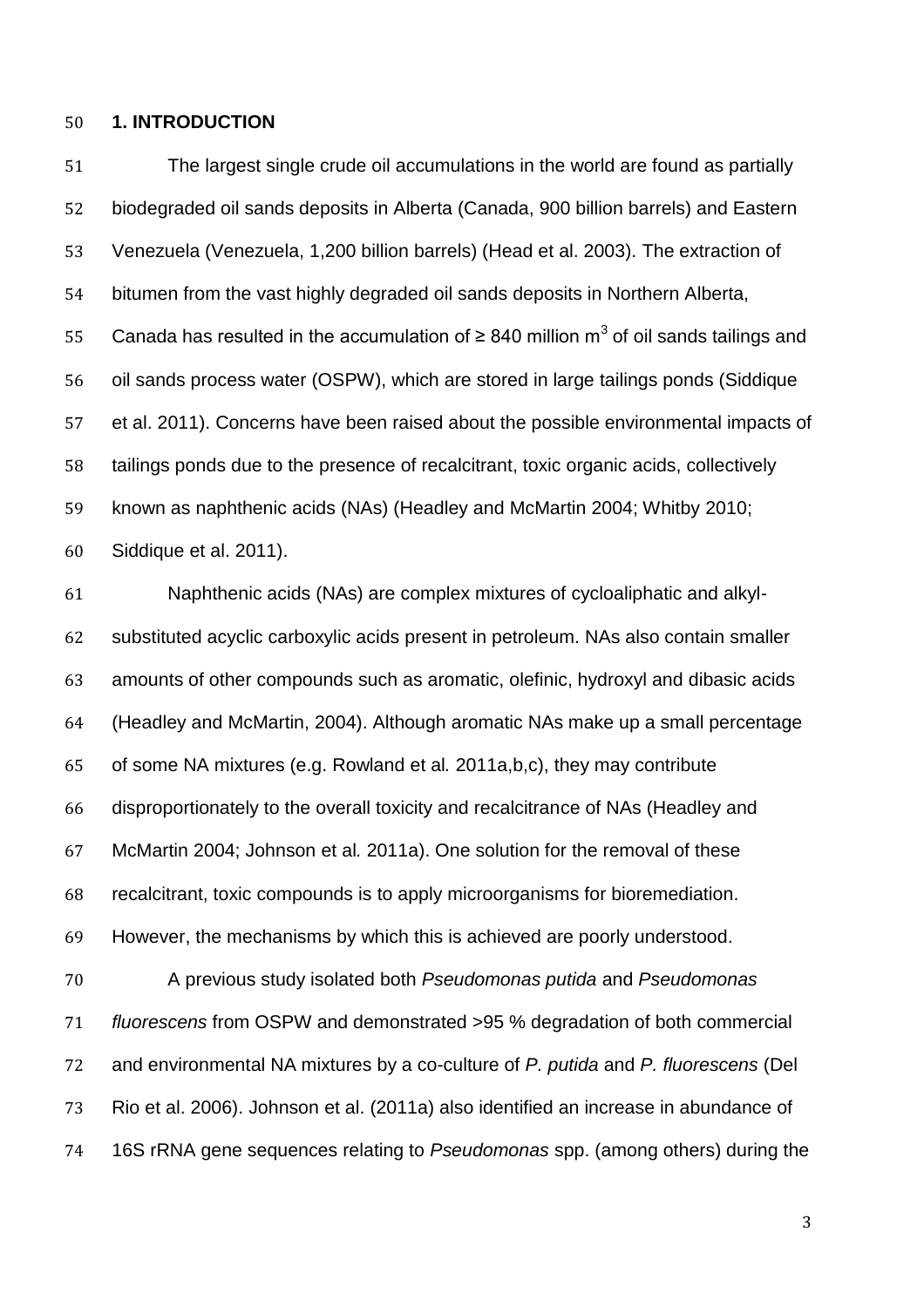## 1. INTRODUCTION

The largest single crude oil accumulations in the world are found as partially biodegraded oil sands deposits in Alberta (Canada, 900 billion barrels) and Eastern Venezuela (Venezuela, 1,200 billion barrels) (Head et al. 2003). The extraction of bitumen from the vast highly degraded oil sands deposits in Northern Alberta, Canada has resulted in the accumulation of ≥ 840 million $m^3$ of oil sands tailings and oil sands process water (OSPW), which are stored in large tailings ponds (Siddique et al. 2011). Concerns have been raised about the possible environmental impacts of tailings ponds due to the presence of recalcitrant, toxic organic acids, collectively known as naphthenic acids (NAs) (Headley and McMartin 2004; Whitby 2010; Siddique et al. 2011).

Naphthenic acids (NAs) are complex mixtures of cycloaliphatic and alkyl-substituted acyclic carboxylic acids present in petroleum. NAs also contain smaller amounts of other compounds such as aromatic, olefinic, hydroxyl and dibasic acids (Headley and McMartin, 2004). Although aromatic NAs make up a small percentage of some NA mixtures (e.g. Rowland et al*.* 2011a,b,c), they may contribute disproportionately to the overall toxicity and recalcitrance of NAs (Headley and McMartin 2004; Johnson et al*.* 2011a). One solution for the removal of these recalcitrant, toxic compounds is to apply microorganisms for bioremediation. However, the mechanisms by which this is achieved are poorly understood.

A previous study isolated both *Pseudomonas putida* and *Pseudomonas fluorescens* from OSPW and demonstrated >95 % degradation of both commercial and environmental NA mixtures by a co-culture of *P. putida* and *P. fluorescens* (Del Rio et al. 2006). Johnson et al. (2011a) also identified an increase in abundance of 16S rRNA gene sequences relating to *Pseudomonas* spp. (among others) during the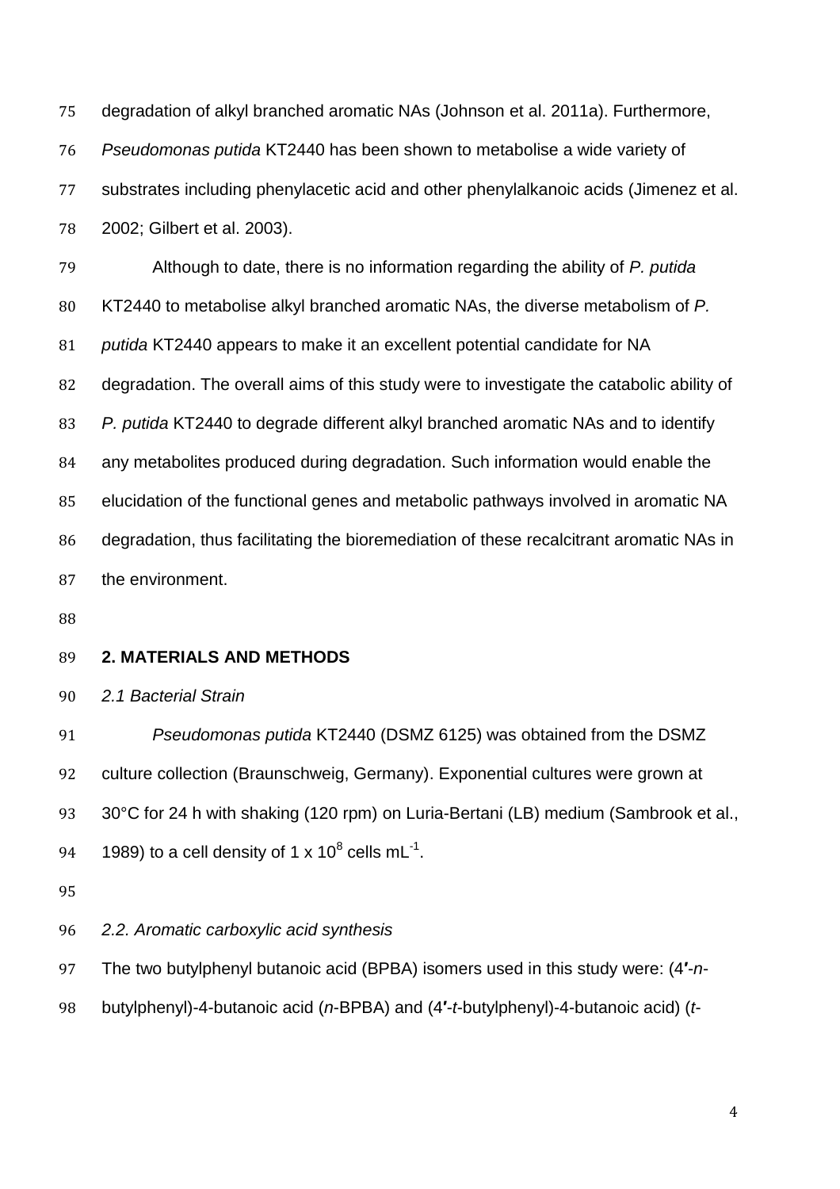degradation of alkyl branched aromatic NAs (Johnson et al. 2011a). Furthermore, *Pseudomonas putida* KT2440 has been shown to metabolise a wide variety of substrates including phenylacetic acid and other phenylalkanoic acids (Jimenez et al. 2002; Gilbert et al. 2003).

Although to date, there is no information regarding the ability of *P. putida* KT2440 to metabolise alkyl branched aromatic NAs, the diverse metabolism of *P. putida* KT2440 appears to make it an excellent potential candidate for NA degradation. The overall aims of this study were to investigate the catabolic ability of *P. putida* KT2440 to degrade different alkyl branched aromatic NAs and to identify any metabolites produced during degradation. Such information would enable the elucidation of the functional genes and metabolic pathways involved in aromatic NA degradation, thus facilitating the bioremediation of these recalcitrant aromatic NAs in the environment.

## 2. MATERIALS AND METHODS

### *2.1 Bacterial Strain*

*Pseudomonas putida* KT2440 (DSMZ 6125) was obtained from the DSMZ culture collection (Braunschweig, Germany). Exponential cultures were grown at 30°C for 24 h with shaking (120 rpm) on Luria-Bertani (LB) medium (Sambrook et al., 1989) to a cell density of $1 \times 10^8$ cells $mL^{-1}$.

### *2.2. Aromatic carboxylic acid synthesis*

The two butylphenyl butanoic acid (BPBA) isomers used in this study were: (4′-*n*-butylphenyl)-4-butanoic acid (*n*-BPBA) and (4′-*t*-butylphenyl)-4-butanoic acid) (*t*-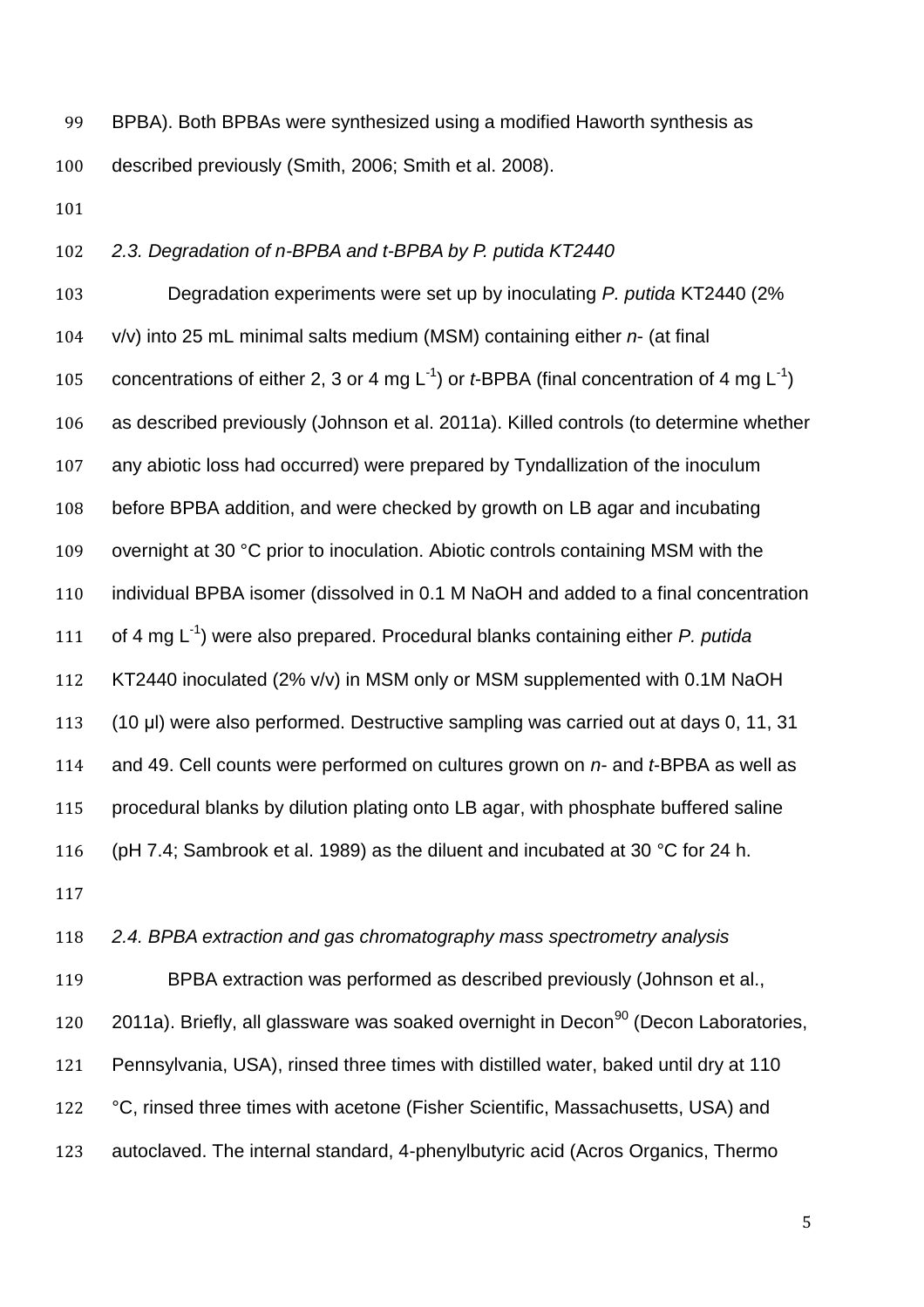BPBA). Both BPBAs were synthesized using a modified Haworth synthesis as described previously (Smith, 2006; Smith et al. 2008).

### *2.3. Degradation of n-BPBA and t-BPBA by P. putida KT2440*

Degradation experiments were set up by inoculating *P. putida* KT2440 (2% v/v) into 25 mL minimal salts medium (MSM) containing either *n*- (at final concentrations of either 2, 3 or 4 mg $L^{-1}$) or *t*-BPBA (final concentration of 4 mg $L^{-1}$) as described previously (Johnson et al. 2011a). Killed controls (to determine whether any abiotic loss had occurred) were prepared by Tyndallization of the inoculum before BPBA addition, and were checked by growth on LB agar and incubating overnight at 30 °C prior to inoculation. Abiotic controls containing MSM with the individual BPBA isomer (dissolved in 0.1 M NaOH and added to a final concentration of 4 mg $L^{-1}$) were also prepared. Procedural blanks containing either *P. putida* KT2440 inoculated (2% v/v) in MSM only or MSM supplemented with 0.1M NaOH (10 µl) were also performed. Destructive sampling was carried out at days 0, 11, 31 and 49. Cell counts were performed on cultures grown on *n*- and *t*-BPBA as well as procedural blanks by dilution plating onto LB agar, with phosphate buffered saline (pH 7.4; Sambrook et al. 1989) as the diluent and incubated at 30 °C for 24 h.

### *2.4. BPBA extraction and gas chromatography mass spectrometry analysis*

BPBA extraction was performed as described previously (Johnson et al., 2011a). Briefly, all glassware was soaked overnight in Decon[90] (Decon Laboratories, Pennsylvania, USA), rinsed three times with distilled water, baked until dry at 110 °C, rinsed three times with acetone (Fisher Scientific, Massachusetts, USA) and autoclaved. The internal standard, 4-phenylbutyric acid (Acros Organics, Thermo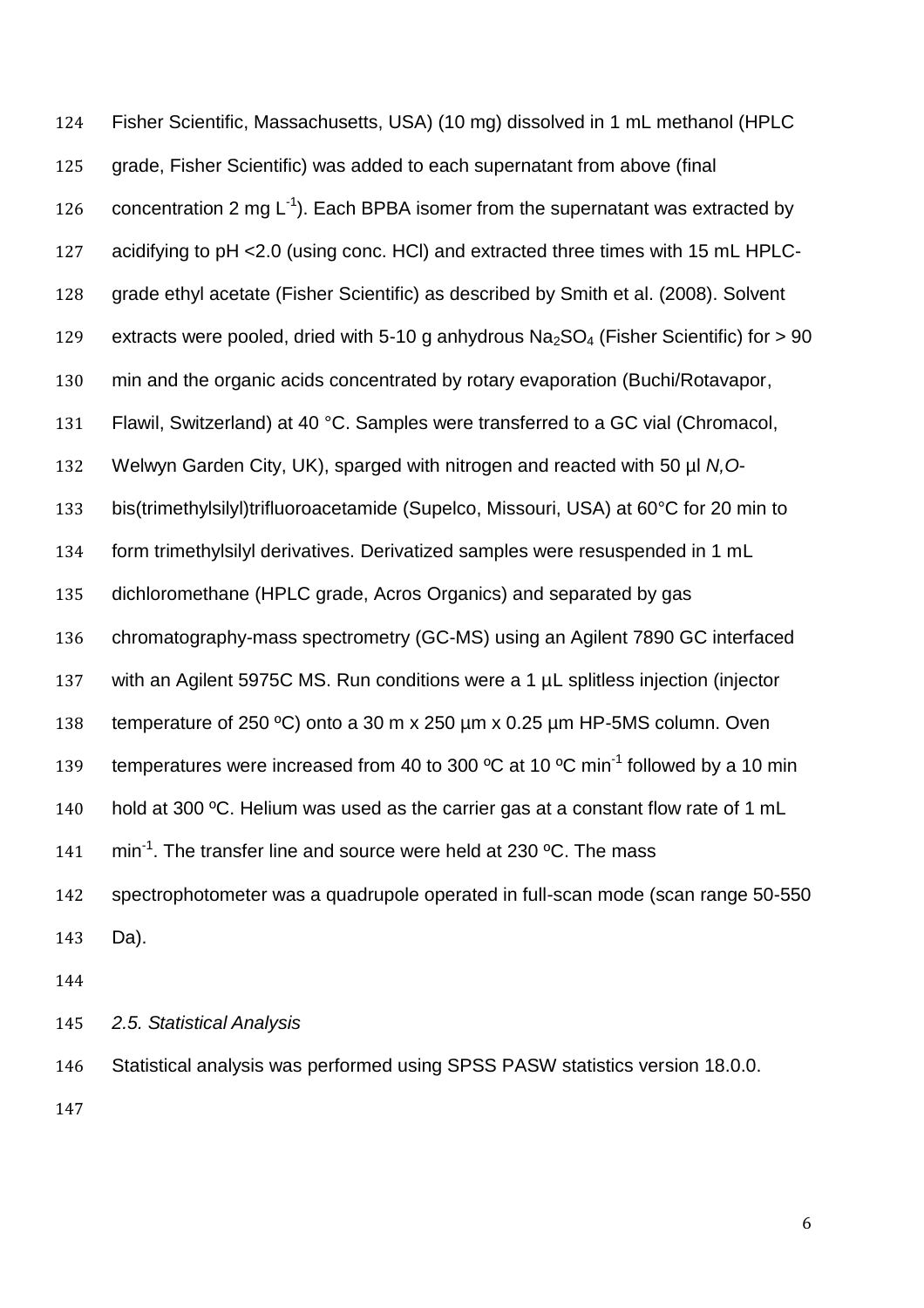Fisher Scientific, Massachusetts, USA) (10 mg) dissolved in 1 mL methanol (HPLC grade, Fisher Scientific) was added to each supernatant from above (final concentration 2 mg $L^{-1}$). Each BPBA isomer from the supernatant was extracted by acidifying to pH <2.0 (using conc. HCl) and extracted three times with 15 mL HPLC-grade ethyl acetate (Fisher Scientific) as described by Smith et al. (2008). Solvent extracts were pooled, dried with 5-10 g anhydrous $Na_2SO_4$ (Fisher Scientific) for > 90 min and the organic acids concentrated by rotary evaporation (Buchi/Rotavapor, Flawil, Switzerland) at 40 °C. Samples were transferred to a GC vial (Chromacol, Welwyn Garden City, UK), sparged with nitrogen and reacted with 50 µl *N,O*-bis(trimethylsilyl)trifluoroacetamide (Supelco, Missouri, USA) at 60°C for 20 min to form trimethylsilyl derivatives. Derivatized samples were resuspended in 1 mL dichloromethane (HPLC grade, Acros Organics) and separated by gas chromatography-mass spectrometry (GC-MS) using an Agilent 7890 GC interfaced with an Agilent 5975C MS. Run conditions were a 1 µL splitless injection (injector temperature of 250 ºC) onto a 30 m x 250 µm x 0.25 µm HP-5MS column. Oven temperatures were increased from 40 to 300 ºC at 10 ºC $min^{-1}$ followed by a 10 min hold at 300 ºC. Helium was used as the carrier gas at a constant flow rate of 1 mL $min^{-1}$. The transfer line and source were held at 230 ºC. The mass spectrophotometer was a quadrupole operated in full-scan mode (scan range 50-550 Da).

### *2.5. Statistical Analysis*

Statistical analysis was performed using SPSS PASW statistics version 18.0.0.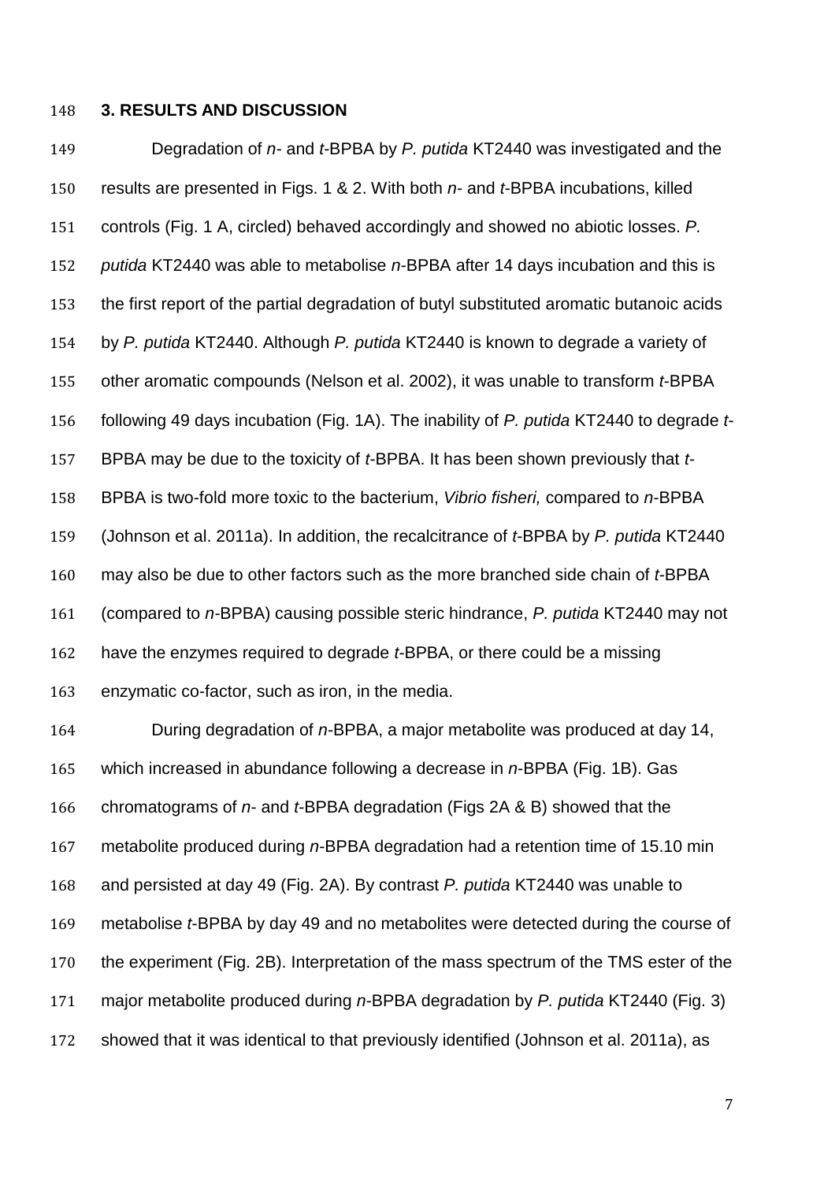## 3. RESULTS AND DISCUSSION

Degradation of *n*- and *t*-BPBA by *P. putida* KT2440 was investigated and the results are presented in Figs. 1 & 2. With both *n*- and *t*-BPBA incubations, killed controls (Fig. 1 A, circled) behaved accordingly and showed no abiotic losses. *P. putida* KT2440 was able to metabolise *n*-BPBA after 14 days incubation and this is the first report of the partial degradation of butyl substituted aromatic butanoic acids by *P. putida* KT2440. Although *P. putida* KT2440 is known to degrade a variety of other aromatic compounds (Nelson et al. 2002), it was unable to transform *t*-BPBA following 49 days incubation (Fig. 1A). The inability of *P. putida* KT2440 to degrade *t*-BPBA may be due to the toxicity of *t*-BPBA. It has been shown previously that *t*-BPBA is two-fold more toxic to the bacterium, *Vibrio fisheri,* compared to *n*-BPBA (Johnson et al. 2011a). In addition, the recalcitrance of *t*-BPBA by *P. putida* KT2440 may also be due to other factors such as the more branched side chain of *t*-BPBA (compared to *n*-BPBA) causing possible steric hindrance, *P. putida* KT2440 may not have the enzymes required to degrade *t*-BPBA, or there could be a missing enzymatic co-factor, such as iron, in the media.

During degradation of *n*-BPBA, a major metabolite was produced at day 14, which increased in abundance following a decrease in *n*-BPBA (Fig. 1B). Gas chromatograms of *n*- and *t*-BPBA degradation (Figs 2A & B) showed that the metabolite produced during *n*-BPBA degradation had a retention time of 15.10 min and persisted at day 49 (Fig. 2A). By contrast *P. putida* KT2440 was unable to metabolise *t*-BPBA by day 49 and no metabolites were detected during the course of the experiment (Fig. 2B). Interpretation of the mass spectrum of the TMS ester of the major metabolite produced during *n*-BPBA degradation by *P. putida* KT2440 (Fig. 3) showed that it was identical to that previously identified (Johnson et al. 2011a), as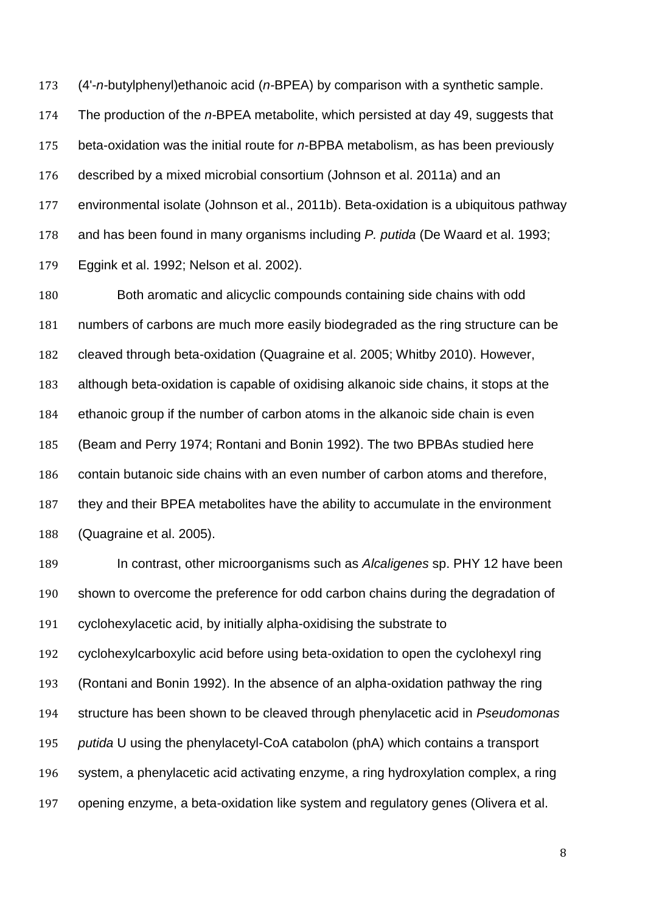(4'-*n*-butylphenyl)ethanoic acid (*n*-BPEA) by comparison with a synthetic sample. The production of the *n*-BPEA metabolite, which persisted at day 49, suggests that beta-oxidation was the initial route for *n*-BPBA metabolism, as has been previously described by a mixed microbial consortium (Johnson et al. 2011a) and an environmental isolate (Johnson et al., 2011b). Beta-oxidation is a ubiquitous pathway and has been found in many organisms including *P. putida* (De Waard et al. 1993; Eggink et al. 1992; Nelson et al. 2002).

Both aromatic and alicyclic compounds containing side chains with odd numbers of carbons are much more easily biodegraded as the ring structure can be cleaved through beta-oxidation (Quagraine et al. 2005; Whitby 2010). However, although beta-oxidation is capable of oxidising alkanoic side chains, it stops at the ethanoic group if the number of carbon atoms in the alkanoic side chain is even (Beam and Perry 1974; Rontani and Bonin 1992). The two BPBAs studied here contain butanoic side chains with an even number of carbon atoms and therefore, they and their BPEA metabolites have the ability to accumulate in the environment (Quagraine et al. 2005).

In contrast, other microorganisms such as *Alcaligenes* sp. PHY 12 have been shown to overcome the preference for odd carbon chains during the degradation of cyclohexylacetic acid, by initially alpha-oxidising the substrate to cyclohexylcarboxylic acid before using beta-oxidation to open the cyclohexyl ring (Rontani and Bonin 1992). In the absence of an alpha-oxidation pathway the ring structure has been shown to be cleaved through phenylacetic acid in *Pseudomonas putida* U using the phenylacetyl-CoA catabolon (phA) which contains a transport system, a phenylacetic acid activating enzyme, a ring hydroxylation complex, a ring opening enzyme, a beta-oxidation like system and regulatory genes (Olivera et al.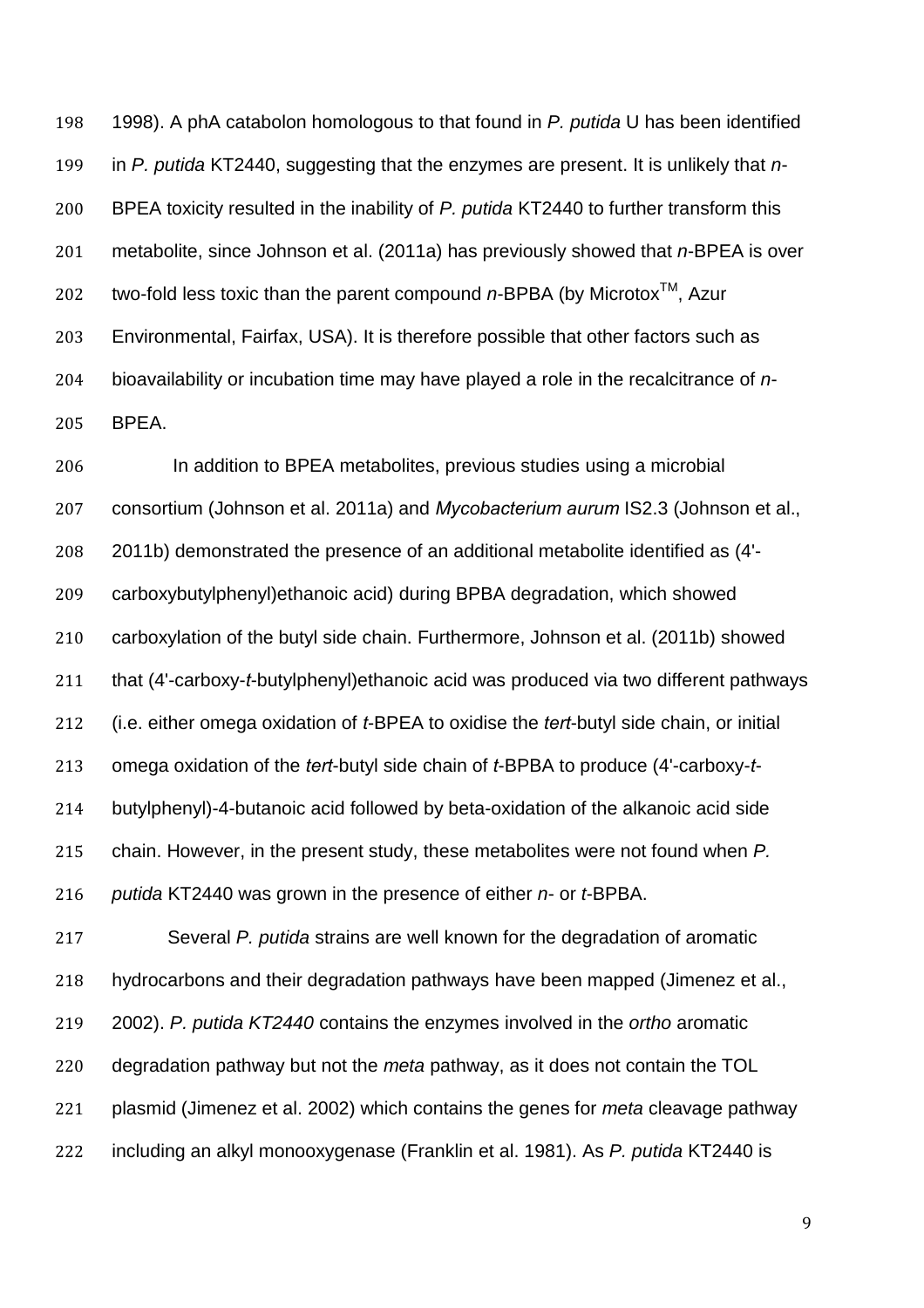1998). A phA catabolon homologous to that found in *P. putida* U has been identified in *P. putida* KT2440, suggesting that the enzymes are present. It is unlikely that *n*-BPEA toxicity resulted in the inability of *P. putida* KT2440 to further transform this metabolite, since Johnson et al. (2011a) has previously showed that *n*-BPEA is over two-fold less toxic than the parent compound *n*-BPBA (by Microtox$^{TM}$, Azur Environmental, Fairfax, USA). It is therefore possible that other factors such as bioavailability or incubation time may have played a role in the recalcitrance of *n*-BPEA.

In addition to BPEA metabolites, previous studies using a microbial consortium (Johnson et al. 2011a) and *Mycobacterium aurum* IS2.3 (Johnson et al., 2011b) demonstrated the presence of an additional metabolite identified as (4'-carboxybutylphenyl)ethanoic acid) during BPBA degradation, which showed carboxylation of the butyl side chain. Furthermore, Johnson et al. (2011b) showed that (4'-carboxy-*t*-butylphenyl)ethanoic acid was produced via two different pathways (i.e. either omega oxidation of *t*-BPEA to oxidise the *tert*-butyl side chain, or initial omega oxidation of the *tert*-butyl side chain of *t*-BPBA to produce (4'-carboxy-*t*-butylphenyl)-4-butanoic acid followed by beta-oxidation of the alkanoic acid side chain. However, in the present study, these metabolites were not found when *P. putida* KT2440 was grown in the presence of either *n*- or *t*-BPBA.

Several *P. putida* strains are well known for the degradation of aromatic hydrocarbons and their degradation pathways have been mapped (Jimenez et al., 2002). *P. putida KT2440* contains the enzymes involved in the *ortho* aromatic degradation pathway but not the *meta* pathway, as it does not contain the TOL plasmid (Jimenez et al. 2002) which contains the genes for *meta* cleavage pathway including an alkyl monooxygenase (Franklin et al. 1981). As *P. putida* KT2440 is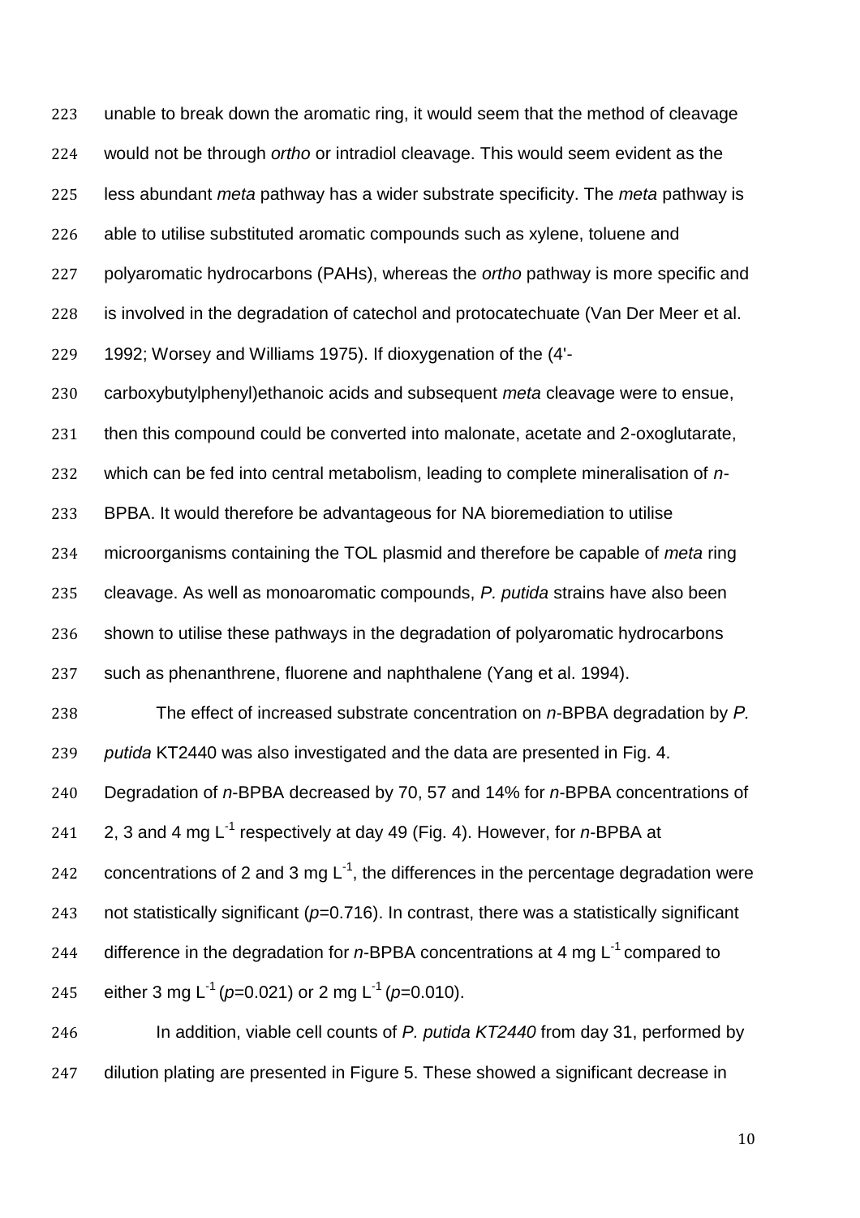unable to break down the aromatic ring, it would seem that the method of cleavage would not be through *ortho* or intradiol cleavage. This would seem evident as the less abundant *meta* pathway has a wider substrate specificity. The *meta* pathway is able to utilise substituted aromatic compounds such as xylene, toluene and polyaromatic hydrocarbons (PAHs), whereas the *ortho* pathway is more specific and is involved in the degradation of catechol and protocatechuate (Van Der Meer et al. 1992; Worsey and Williams 1975). If dioxygenation of the (4'-carboxybutylphenyl)ethanoic acids and subsequent *meta* cleavage were to ensue, then this compound could be converted into malonate, acetate and 2-oxoglutarate, which can be fed into central metabolism, leading to complete mineralisation of *n*-BPBA. It would therefore be advantageous for NA bioremediation to utilise microorganisms containing the TOL plasmid and therefore be capable of *meta* ring cleavage. As well as monoaromatic compounds, *P. putida* strains have also been shown to utilise these pathways in the degradation of polyaromatic hydrocarbons such as phenanthrene, fluorene and naphthalene (Yang et al. 1994).

The effect of increased substrate concentration on *n*-BPBA degradation by *P. putida* KT2440 was also investigated and the data are presented in Fig. 4. Degradation of *n*-BPBA decreased by 70, 57 and 14% for *n*-BPBA concentrations of 2, 3 and 4 mg $L^{-1}$ respectively at day 49 (Fig. 4). However, for *n*-BPBA at concentrations of 2 and 3 mg $L^{-1}$, the differences in the percentage degradation were not statistically significant ($p$=0.716). In contrast, there was a statistically significant difference in the degradation for *n*-BPBA concentrations at 4 mg $L^{-1}$ compared to either 3 mg $L^{-1}$ ($p$=0.021) or 2 mg $L^{-1}$ ($p$=0.010).

In addition, viable cell counts of *P. putida KT2440* from day 31, performed by dilution plating are presented in Figure 5. These showed a significant decrease in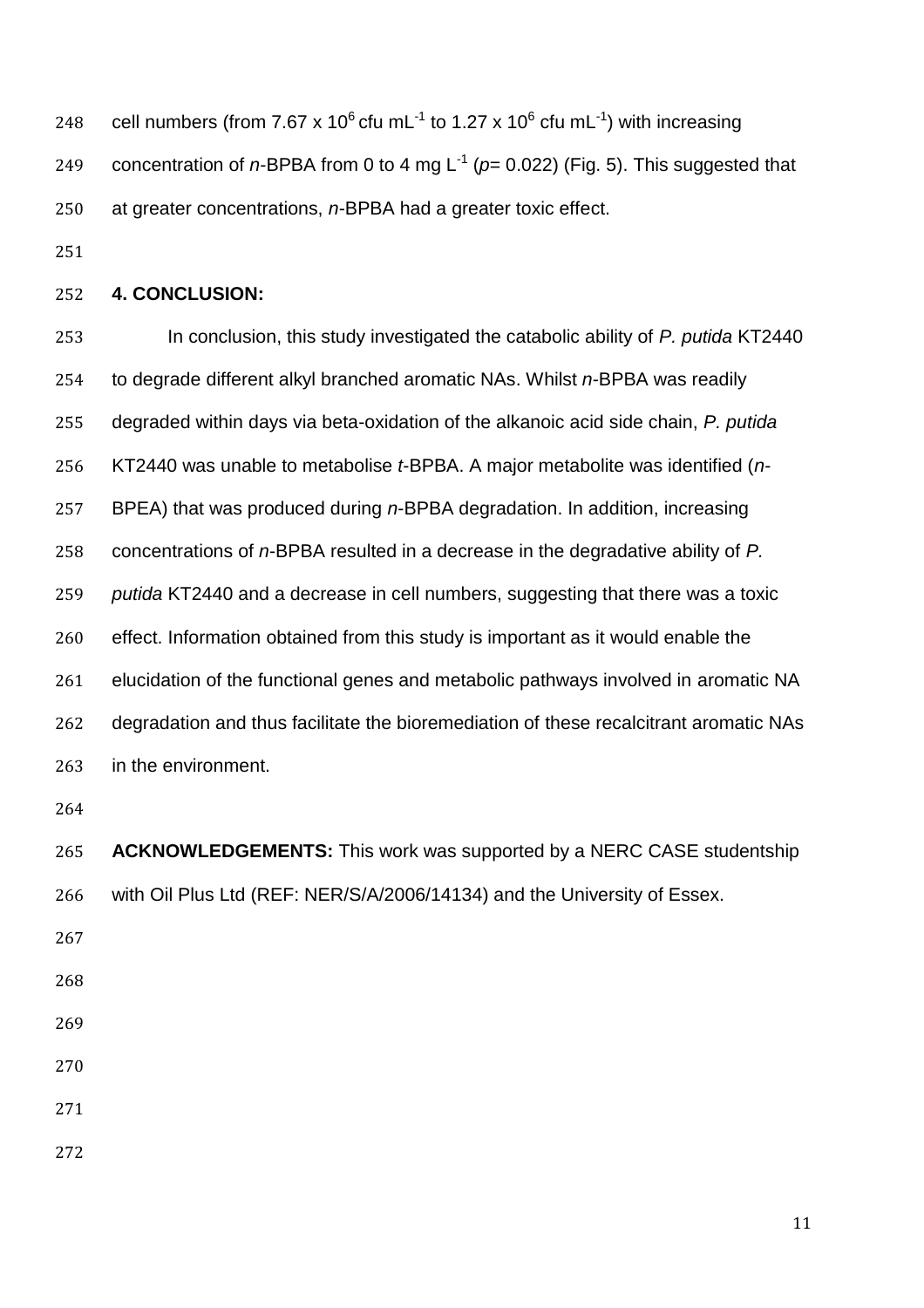cell numbers (from $7.67 \times 10^6$ cfu mL$^{-1}$ to $1.27 \times 10^6$ cfu mL$^{-1}$) with increasing concentration of *n*-BPBA from 0 to 4 mg L$^{-1}$ ($p$= 0.022) (Fig. 5). This suggested that at greater concentrations, *n*-BPBA had a greater toxic effect.

## 4. CONCLUSION:

In conclusion, this study investigated the catabolic ability of *P. putida* KT2440 to degrade different alkyl branched aromatic NAs. Whilst *n*-BPBA was readily degraded within days via beta-oxidation of the alkanoic acid side chain, *P. putida* KT2440 was unable to metabolise *t*-BPBA. A major metabolite was identified (*n*-BPEA) that was produced during *n*-BPBA degradation. In addition, increasing concentrations of *n*-BPBA resulted in a decrease in the degradative ability of *P. putida* KT2440 and a decrease in cell numbers, suggesting that there was a toxic effect. Information obtained from this study is important as it would enable the elucidation of the functional genes and metabolic pathways involved in aromatic NA degradation and thus facilitate the bioremediation of these recalcitrant aromatic NAs in the environment.

**ACKNOWLEDGEMENTS:** This work was supported by a NERC CASE studentship with Oil Plus Ltd (REF: NER/S/A/2006/14134) and the University of Essex.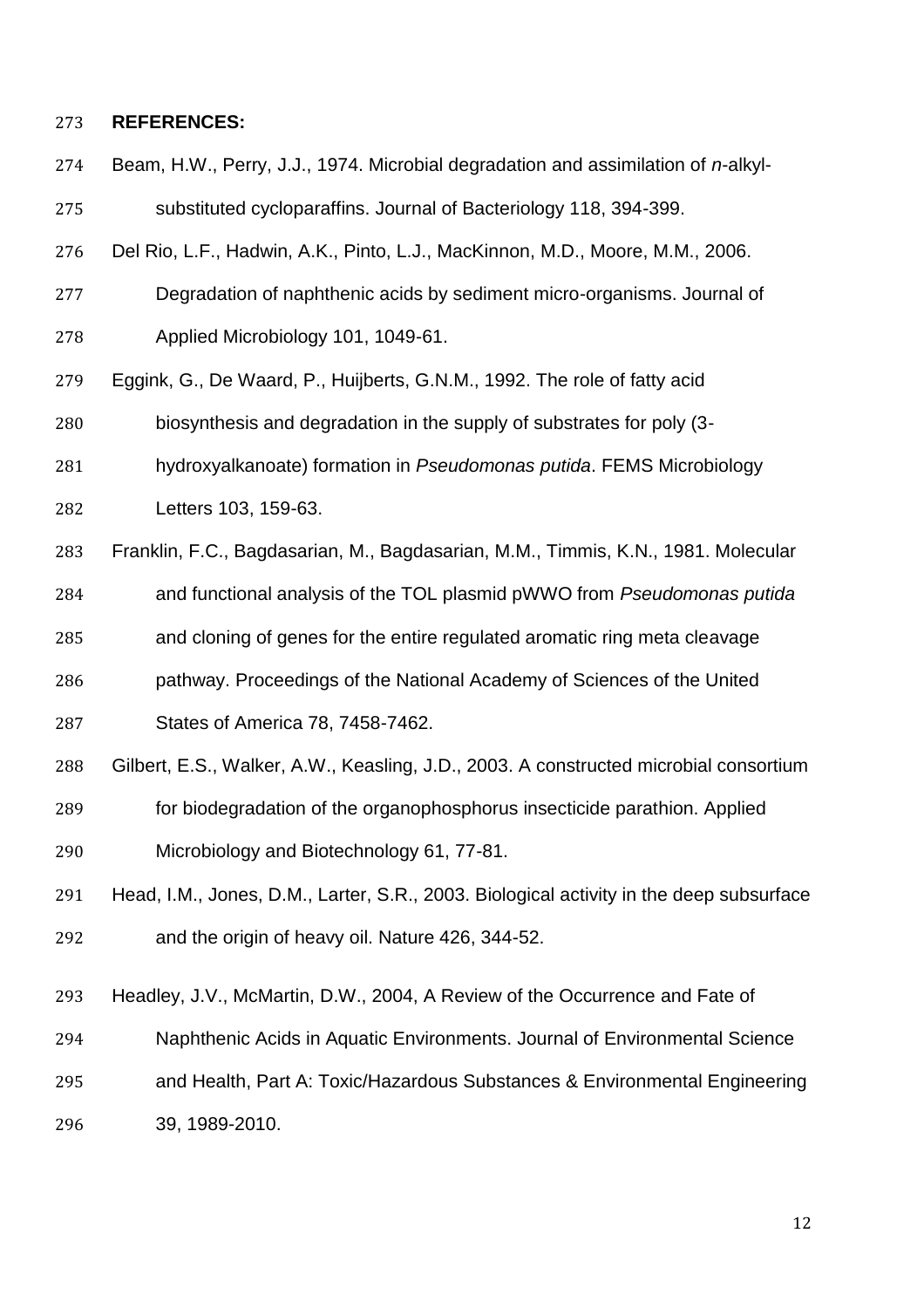**REFERENCES:**

Beam, H.W., Perry, J.J., 1974. Microbial degradation and assimilation of *n*-alkyl-substituted cycloparaffins. Journal of Bacteriology 118, 394-399.

Del Rio, L.F., Hadwin, A.K., Pinto, L.J., MacKinnon, M.D., Moore, M.M., 2006. Degradation of naphthenic acids by sediment micro-organisms. Journal of Applied Microbiology 101, 1049-61.

Eggink, G., De Waard, P., Huijberts, G.N.M., 1992. The role of fatty acid biosynthesis and degradation in the supply of substrates for poly (3-hydroxyalkanoate) formation in *Pseudomonas putida*. FEMS Microbiology Letters 103, 159-63.

Franklin, F.C., Bagdasarian, M., Bagdasarian, M.M., Timmis, K.N., 1981. Molecular and functional analysis of the TOL plasmid pWWO from *Pseudomonas putida* and cloning of genes for the entire regulated aromatic ring meta cleavage pathway. Proceedings of the National Academy of Sciences of the United States of America 78, 7458-7462.

Gilbert, E.S., Walker, A.W., Keasling, J.D., 2003. A constructed microbial consortium for biodegradation of the organophosphorus insecticide parathion. Applied Microbiology and Biotechnology 61, 77-81.

Head, I.M., Jones, D.M., Larter, S.R., 2003. Biological activity in the deep subsurface and the origin of heavy oil. Nature 426, 344-52.

Headley, J.V., McMartin, D.W., 2004, A Review of the Occurrence and Fate of Naphthenic Acids in Aquatic Environments. Journal of Environmental Science and Health, Part A: Toxic/Hazardous Substances & Environmental Engineering 39, 1989-2010.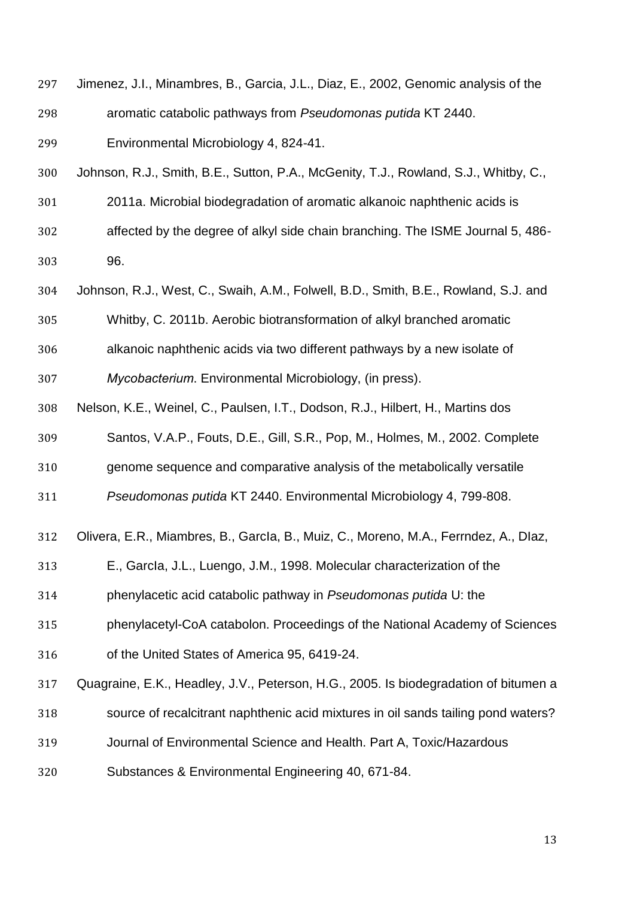Jimenez, J.I., Minambres, B., Garcia, J.L., Diaz, E., 2002, Genomic analysis of the aromatic catabolic pathways from *Pseudomonas putida* KT 2440. Environmental Microbiology 4, 824-41.

Johnson, R.J., Smith, B.E., Sutton, P.A., McGenity, T.J., Rowland, S.J., Whitby, C., 2011a. Microbial biodegradation of aromatic alkanoic naphthenic acids is affected by the degree of alkyl side chain branching. The ISME Journal 5, 486-96.

Johnson, R.J., West, C., Swaih, A.M., Folwell, B.D., Smith, B.E., Rowland, S.J. and Whitby, C. 2011b. Aerobic biotransformation of alkyl branched aromatic alkanoic naphthenic acids via two different pathways by a new isolate of *Mycobacterium*. Environmental Microbiology, (in press).

Nelson, K.E., Weinel, C., Paulsen, I.T., Dodson, R.J., Hilbert, H., Martins dos Santos, V.A.P., Fouts, D.E., Gill, S.R., Pop, M., Holmes, M., 2002. Complete genome sequence and comparative analysis of the metabolically versatile *Pseudomonas putida* KT 2440. Environmental Microbiology 4, 799-808.

Olivera, E.R., Miambres, B., GarcIa, B., Muiz, C., Moreno, M.A., Ferrndez, A., DIaz, E., GarcIa, J.L., Luengo, J.M., 1998. Molecular characterization of the phenylacetic acid catabolic pathway in *Pseudomonas putida* U: the phenylacetyl-CoA catabolon. Proceedings of the National Academy of Sciences of the United States of America 95, 6419-24.

Quagraine, E.K., Headley, J.V., Peterson, H.G., 2005. Is biodegradation of bitumen a source of recalcitrant naphthenic acid mixtures in oil sands tailing pond waters? Journal of Environmental Science and Health. Part A, Toxic/Hazardous Substances & Environmental Engineering 40, 671-84.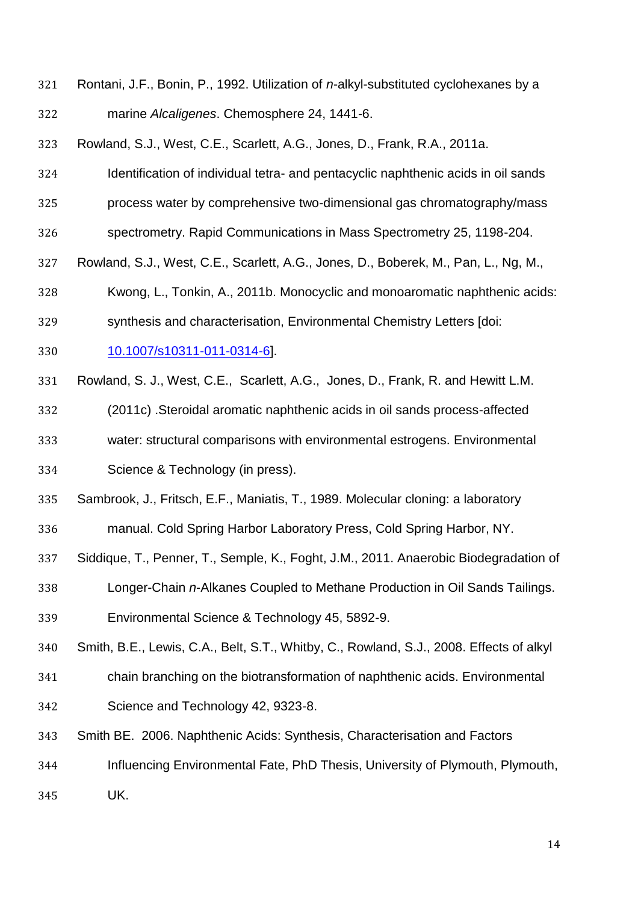Rontani, J.F., Bonin, P., 1992. Utilization of *n*-alkyl-substituted cyclohexanes by a marine *Alcaligenes*. Chemosphere 24, 1441-6.

Rowland, S.J., West, C.E., Scarlett, A.G., Jones, D., Frank, R.A., 2011a. Identification of individual tetra- and pentacyclic naphthenic acids in oil sands process water by comprehensive two-dimensional gas chromatography/mass spectrometry. Rapid Communications in Mass Spectrometry 25, 1198-204.

Rowland, S.J., West, C.E., Scarlett, A.G., Jones, D., Boberek, M., Pan, L., Ng, M., Kwong, L., Tonkin, A., 2011b. Monocyclic and monoaromatic naphthenic acids: synthesis and characterisation, Environmental Chemistry Letters [doi: 10.1007/s10311-011-0314-6].

Rowland, S. J., West, C.E., Scarlett, A.G., Jones, D., Frank, R. and Hewitt L.M. (2011c) .Steroidal aromatic naphthenic acids in oil sands process-affected water: structural comparisons with environmental estrogens. Environmental Science & Technology (in press).

Sambrook, J., Fritsch, E.F., Maniatis, T., 1989. Molecular cloning: a laboratory manual. Cold Spring Harbor Laboratory Press, Cold Spring Harbor, NY.

Siddique, T., Penner, T., Semple, K., Foght, J.M., 2011. Anaerobic Biodegradation of Longer-Chain *n*-Alkanes Coupled to Methane Production in Oil Sands Tailings. Environmental Science & Technology 45, 5892-9.

Smith, B.E., Lewis, C.A., Belt, S.T., Whitby, C., Rowland, S.J., 2008. Effects of alkyl chain branching on the biotransformation of naphthenic acids. Environmental Science and Technology 42, 9323-8.

Smith BE. 2006. Naphthenic Acids: Synthesis, Characterisation and Factors Influencing Environmental Fate, PhD Thesis, University of Plymouth, Plymouth, UK.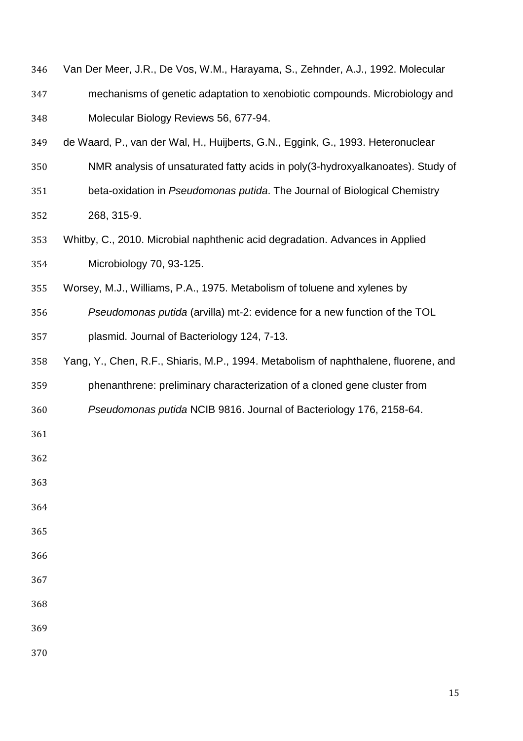Van Der Meer, J.R., De Vos, W.M., Harayama, S., Zehnder, A.J., 1992. Molecular mechanisms of genetic adaptation to xenobiotic compounds. Microbiology and Molecular Biology Reviews 56, 677-94.

de Waard, P., van der Wal, H., Huijberts, G.N., Eggink, G., 1993. Heteronuclear NMR analysis of unsaturated fatty acids in poly(3-hydroxyalkanoates). Study of beta-oxidation in *Pseudomonas putida*. The Journal of Biological Chemistry 268, 315-9.

Whitby, C., 2010. Microbial naphthenic acid degradation. Advances in Applied Microbiology 70, 93-125.

Worsey, M.J., Williams, P.A., 1975. Metabolism of toluene and xylenes by *Pseudomonas putida* (arvilla) mt-2: evidence for a new function of the TOL plasmid. Journal of Bacteriology 124, 7-13.

Yang, Y., Chen, R.F., Shiaris, M.P., 1994. Metabolism of naphthalene, fluorene, and phenanthrene: preliminary characterization of a cloned gene cluster from *Pseudomonas putida* NCIB 9816. Journal of Bacteriology 176, 2158-64.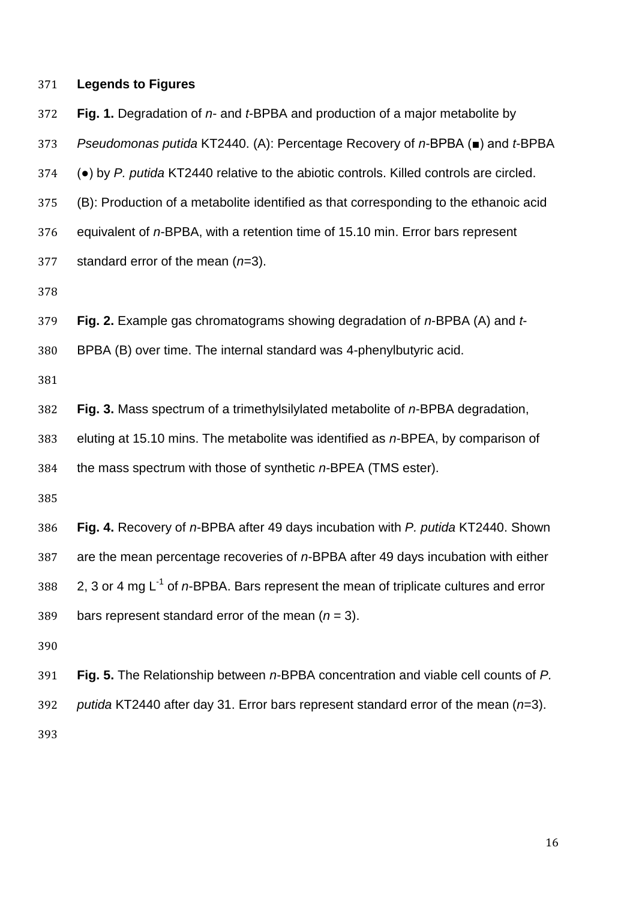**Legends to Figures**

**Fig. 1.** Degradation of *n*- and *t*-BPBA and production of a major metabolite by *Pseudomonas putida* KT2440. (A): Percentage Recovery of *n*-BPBA (■) and *t*-BPBA (●) by *P. putida* KT2440 relative to the abiotic controls. Killed controls are circled. (B): Production of a metabolite identified as that corresponding to the ethanoic acid equivalent of *n*-BPBA, with a retention time of 15.10 min. Error bars represent standard error of the mean (*n*=3).

**Fig. 2.** Example gas chromatograms showing degradation of *n*-BPBA (A) and *t*-BPBA (B) over time. The internal standard was 4-phenylbutyric acid.

**Fig. 3.** Mass spectrum of a trimethylsilylated metabolite of *n*-BPBA degradation, eluting at 15.10 mins. The metabolite was identified as *n*-BPEA, by comparison of the mass spectrum with those of synthetic *n*-BPEA (TMS ester).

**Fig. 4.** Recovery of *n*-BPBA after 49 days incubation with *P. putida* KT2440. Shown are the mean percentage recoveries of *n*-BPBA after 49 days incubation with either 2, 3 or 4 mg $L^{-1}$ of *n*-BPBA. Bars represent the mean of triplicate cultures and error bars represent standard error of the mean (*n* = 3).

**Fig. 5.** The Relationship between *n*-BPBA concentration and viable cell counts of *P. putida* KT2440 after day 31. Error bars represent standard error of the mean (*n*=3).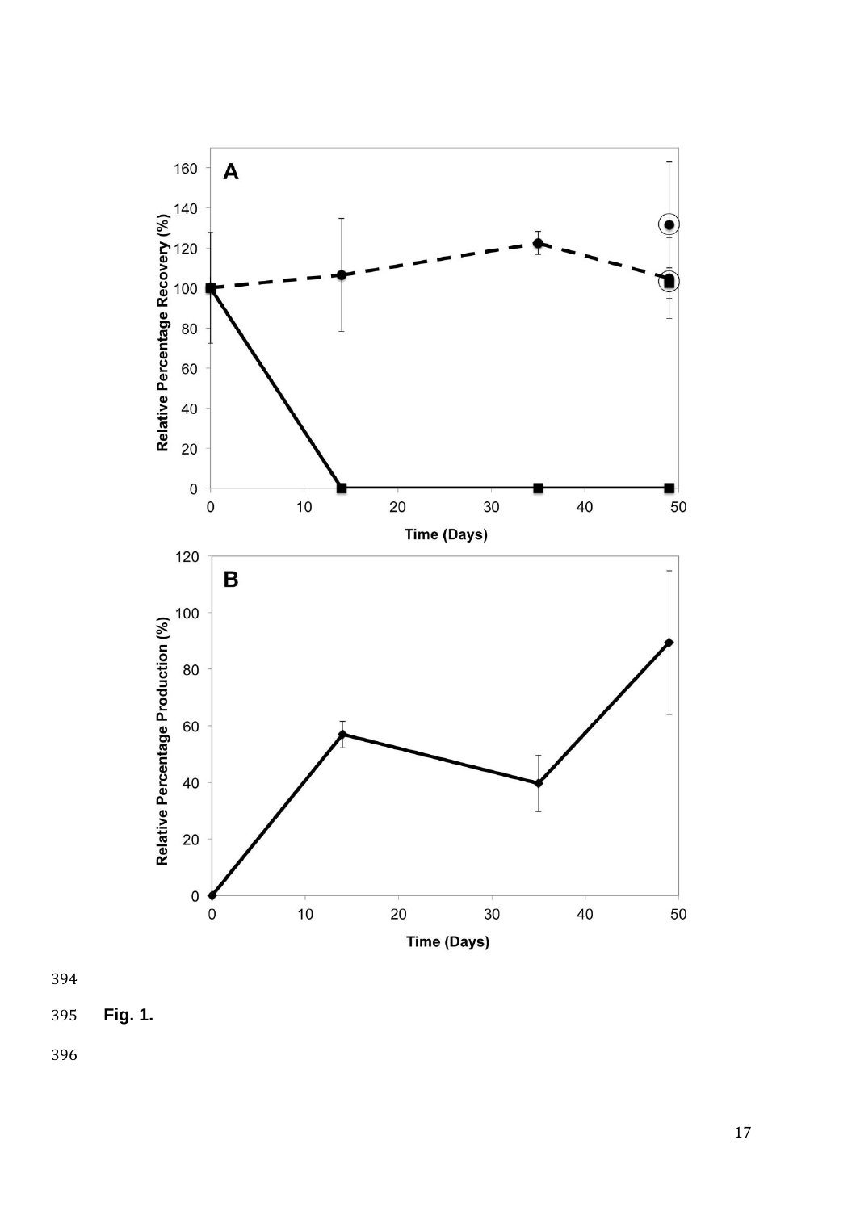Fig. 1.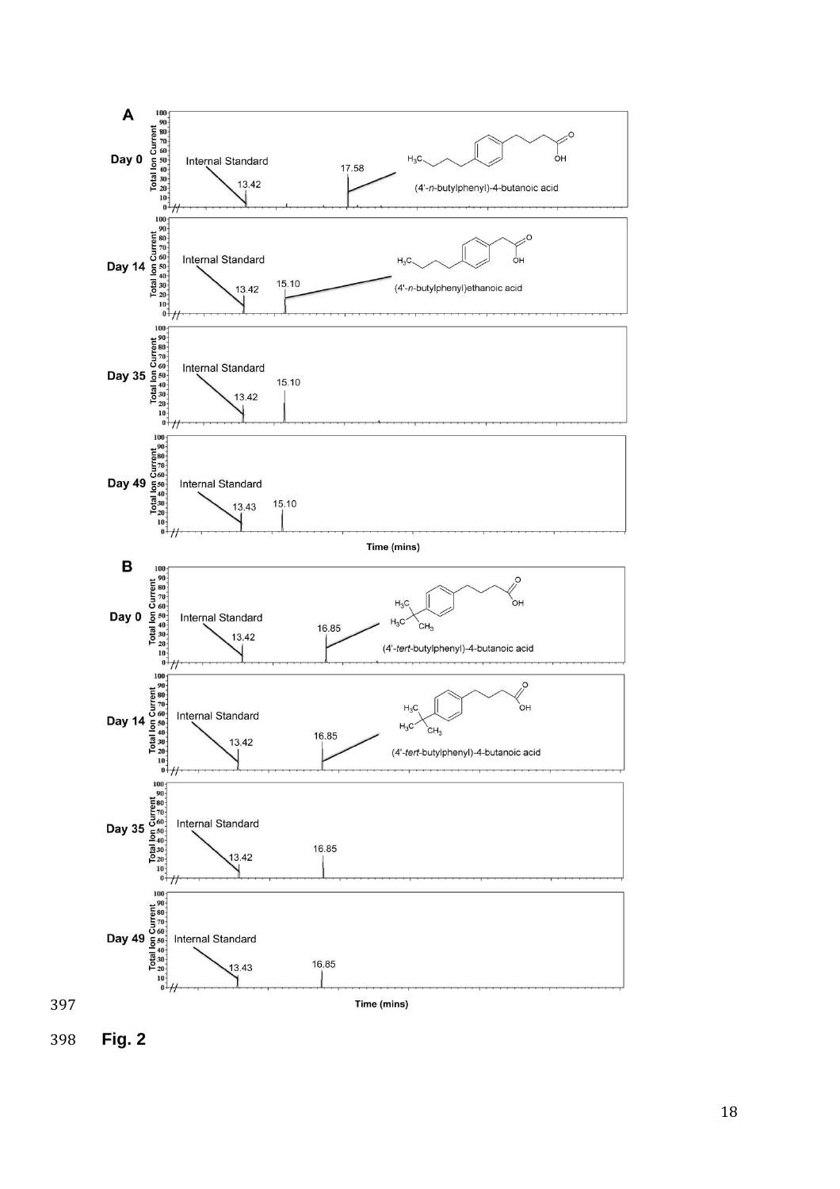**Fig. 2**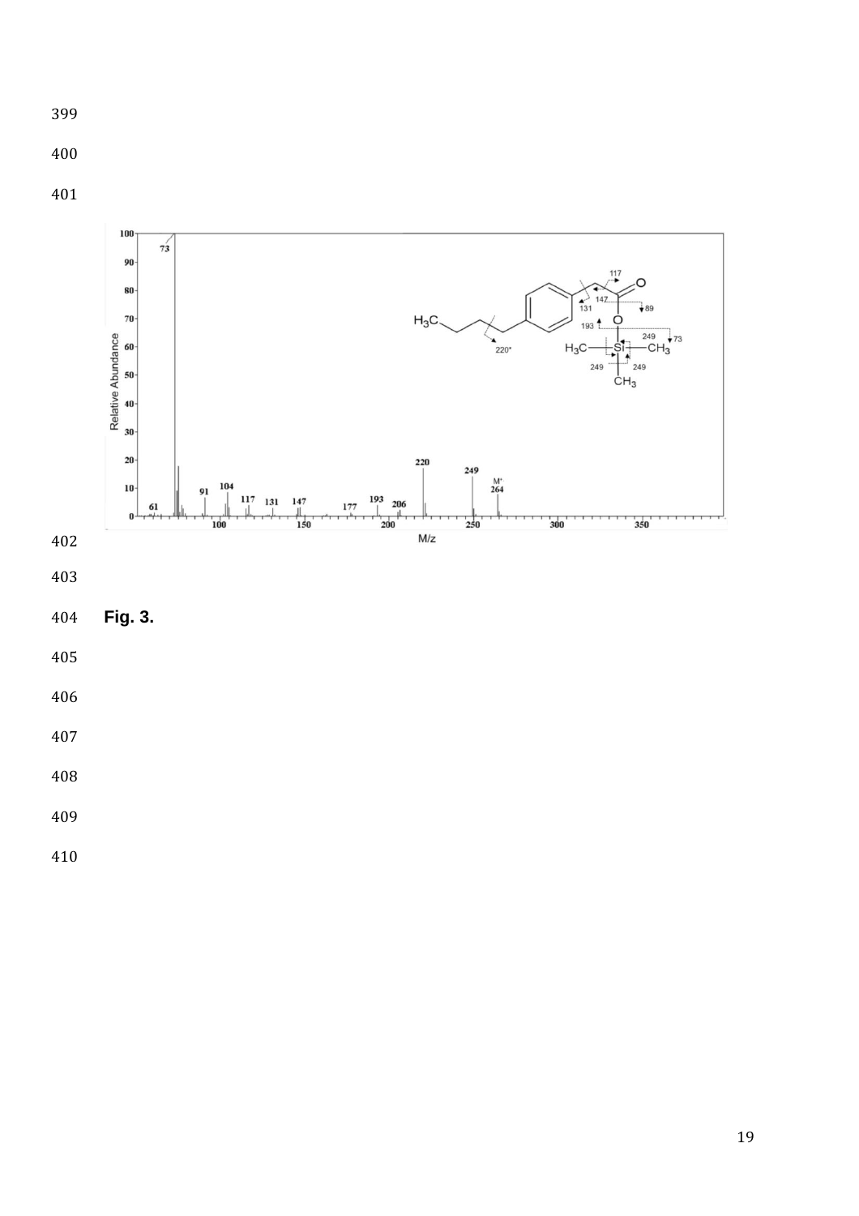**Fig. 3.**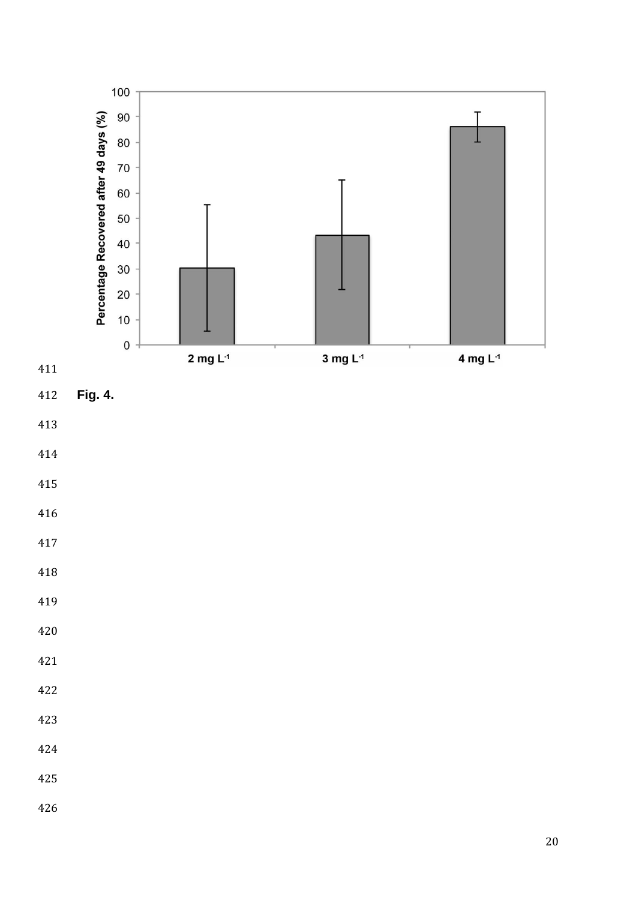Fig. 4.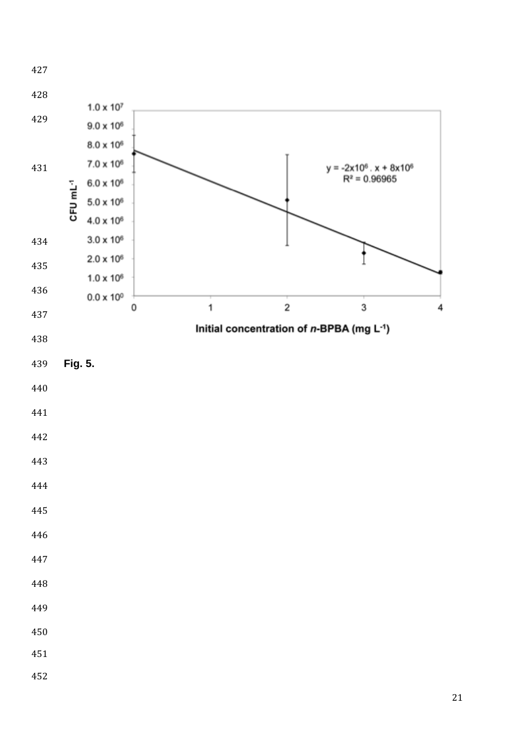1.0 x 10^7
9.0 x 10^6
8.0 x 10^6
7.0 x 10^6
6.0 x 10^6
5.0 x 10^6
4.0 x 10^6
3.0 x 10^6
2.0 x 10^6
1.0 x 10^6
0.0 x 10^0

CFU mL$^{-1}$

0 1 2 3 4

Initial concentration of *n*-BPBA (mg L$^{-1}$)

$y = -2\times10^6 . x + 8\times10^6$

$R^2 = 0.96965$

**Fig. 5.**